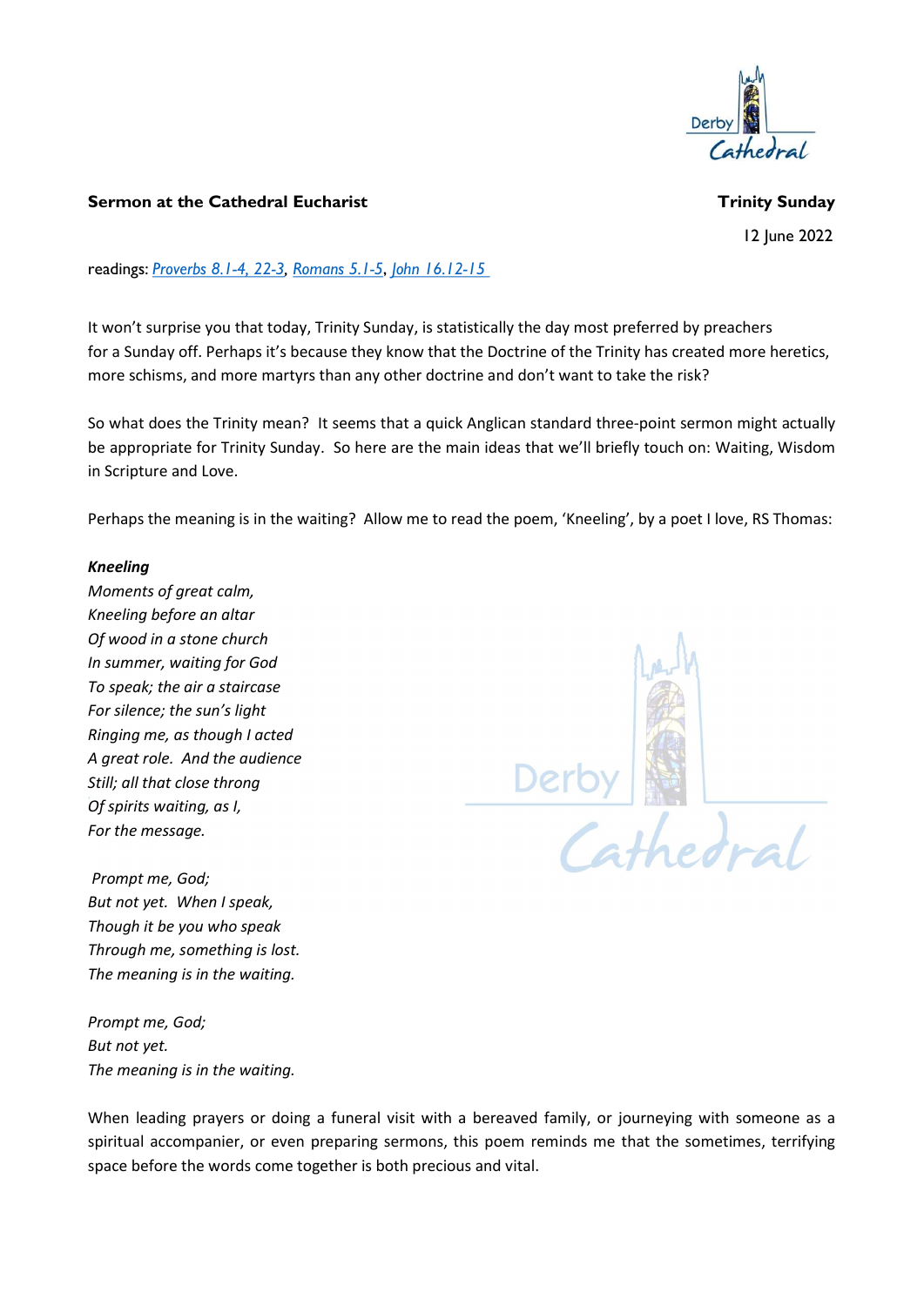**Sermon at the Cathedral Eucharist** **Trinity Sunday**

12 June 2022

readings: [Proverbs 8.1-4, 22-3](), [Romans 5.1-5](), [John 16.12-15]()

It won't surprise you that today, Trinity Sunday, is statistically the day most preferred by preachers for a Sunday off. Perhaps it's because they know that the Doctrine of the Trinity has created more heretics, more schisms, and more martyrs than any other doctrine and don't want to take the risk?

So what does the Trinity mean? It seems that a quick Anglican standard three-point sermon might actually be appropriate for Trinity Sunday. So here are the main ideas that we'll briefly touch on: Waiting, Wisdom in Scripture and Love.

Perhaps the meaning is in the waiting? Allow me to read the poem, 'Kneeling', by a poet I love, RS Thomas:

***Kneeling***
*Moments of great calm,*
*Kneeling before an altar*
*Of wood in a stone church*
*In summer, waiting for God*
*To speak; the air a staircase*
*For silence; the sun's light*
*Ringing me, as though I acted*
*A great role. And the audience*
*Still; all that close throng*
*Of spirits waiting, as I,*
*For the message.*

*Prompt me, God;*
*But not yet. When I speak,*
*Though it be you who speak*
*Through me, something is lost.*
*The meaning is in the waiting.*

*Prompt me, God;*
*But not yet.*
*The meaning is in the waiting.*

When leading prayers or doing a funeral visit with a bereaved family, or journeying with someone as a spiritual accompanier, or even preparing sermons, this poem reminds me that the sometimes, terrifying space before the words come together is both precious and vital.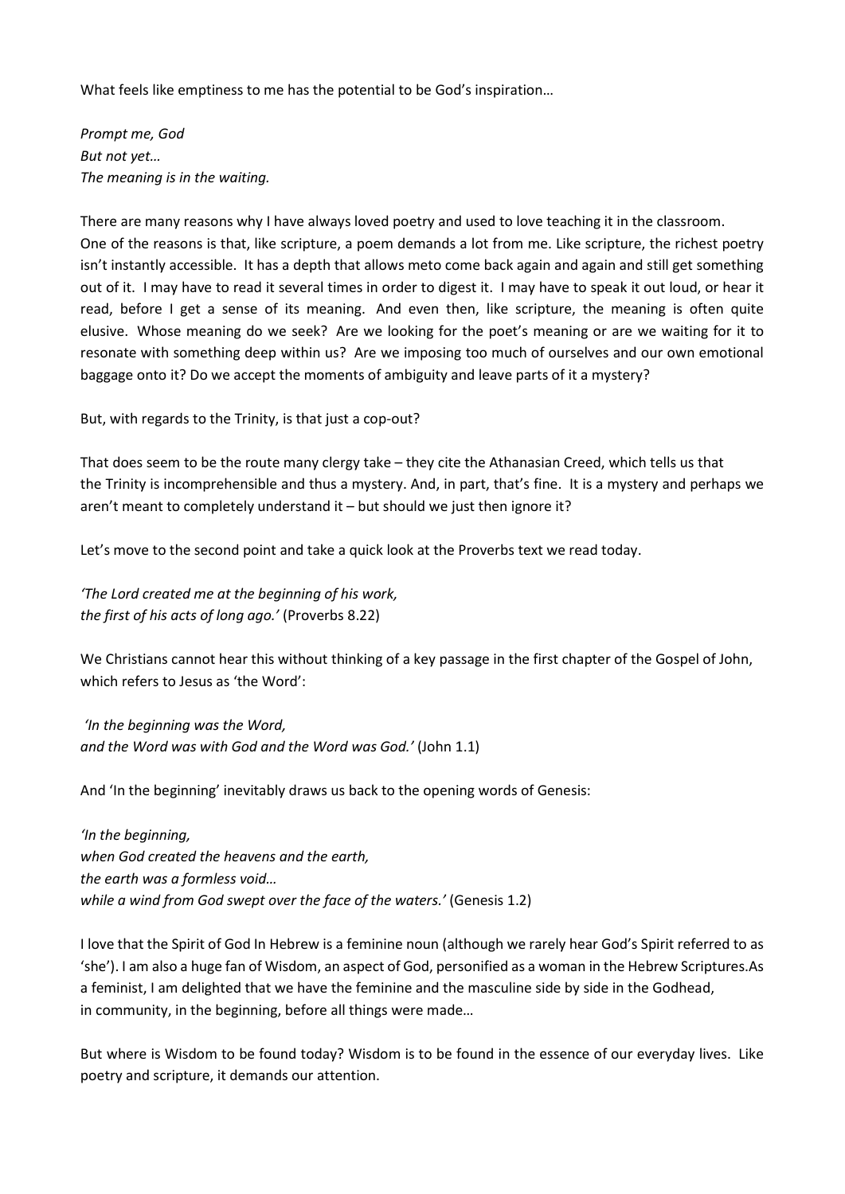What feels like emptiness to me has the potential to be God's inspiration…

*Prompt me, God*
*But not yet…*
*The meaning is in the waiting.*

There are many reasons why I have always loved poetry and used to love teaching it in the classroom. One of the reasons is that, like scripture, a poem demands a lot from me. Like scripture, the richest poetry isn't instantly accessible. It has a depth that allows meto come back again and again and still get something out of it. I may have to read it several times in order to digest it. I may have to speak it out loud, or hear it read, before I get a sense of its meaning. And even then, like scripture, the meaning is often quite elusive. Whose meaning do we seek? Are we looking for the poet's meaning or are we waiting for it to resonate with something deep within us? Are we imposing too much of ourselves and our own emotional baggage onto it? Do we accept the moments of ambiguity and leave parts of it a mystery?

But, with regards to the Trinity, is that just a cop-out?

That does seem to be the route many clergy take – they cite the Athanasian Creed, which tells us that the Trinity is incomprehensible and thus a mystery. And, in part, that's fine. It is a mystery and perhaps we aren't meant to completely understand it – but should we just then ignore it?

Let's move to the second point and take a quick look at the Proverbs text we read today.

*'The Lord created me at the beginning of his work,*
*the first of his acts of long ago.'* (Proverbs 8.22)

We Christians cannot hear this without thinking of a key passage in the first chapter of the Gospel of John, which refers to Jesus as 'the Word':

*'In the beginning was the Word,*
*and the Word was with God and the Word was God.'* (John 1.1)

And 'In the beginning' inevitably draws us back to the opening words of Genesis:

*'In the beginning,*
*when God created the heavens and the earth,*
*the earth was a formless void…*
*while a wind from God swept over the face of the waters.'* (Genesis 1.2)

I love that the Spirit of God In Hebrew is a feminine noun (although we rarely hear God's Spirit referred to as 'she'). I am also a huge fan of Wisdom, an aspect of God, personified as a woman in the Hebrew Scriptures.As a feminist, I am delighted that we have the feminine and the masculine side by side in the Godhead, in community, in the beginning, before all things were made…

But where is Wisdom to be found today? Wisdom is to be found in the essence of our everyday lives. Like poetry and scripture, it demands our attention.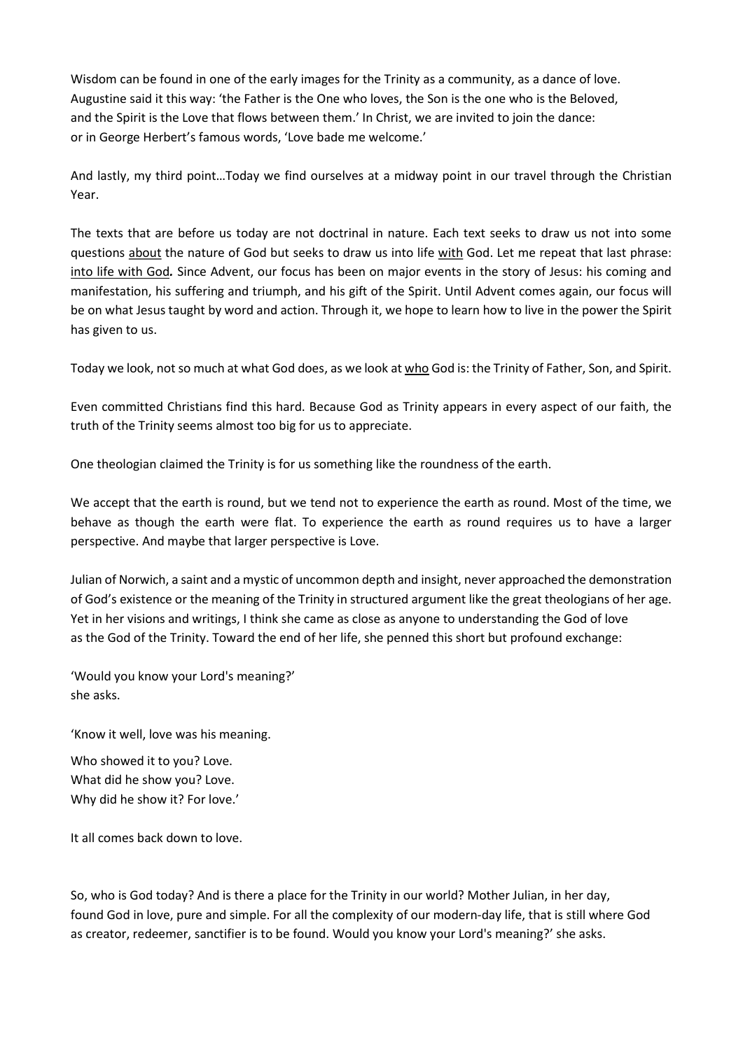Wisdom can be found in one of the early images for the Trinity as a community, as a dance of love. Augustine said it this way: 'the Father is the One who loves, the Son is the one who is the Beloved, and the Spirit is the Love that flows between them.' In Christ, we are invited to join the dance: or in George Herbert's famous words, 'Love bade me welcome.'

And lastly, my third point…Today we find ourselves at a midway point in our travel through the Christian Year.

The texts that are before us today are not doctrinal in nature. Each text seeks to draw us not into some questions <u>about</u> the nature of God but seeks to draw us into life <u>with</u> God. Let me repeat that last phrase: <u>into life with God</u>**.** Since Advent, our focus has been on major events in the story of Jesus: his coming and manifestation, his suffering and triumph, and his gift of the Spirit. Until Advent comes again, our focus will be on what Jesus taught by word and action. Through it, we hope to learn how to live in the power the Spirit has given to us.

Today we look, not so much at what God does, as we look at <u>who</u> God is: the Trinity of Father, Son, and Spirit.

Even committed Christians find this hard. Because God as Trinity appears in every aspect of our faith, the truth of the Trinity seems almost too big for us to appreciate.

One theologian claimed the Trinity is for us something like the roundness of the earth.

We accept that the earth is round, but we tend not to experience the earth as round. Most of the time, we behave as though the earth were flat. To experience the earth as round requires us to have a larger perspective. And maybe that larger perspective is Love.

Julian of Norwich, a saint and a mystic of uncommon depth and insight, never approached the demonstration of God's existence or the meaning of the Trinity in structured argument like the great theologians of her age. Yet in her visions and writings, I think she came as close as anyone to understanding the God of love as the God of the Trinity. Toward the end of her life, she penned this short but profound exchange:

'Would you know your Lord's meaning?'
she asks.

'Know it well, love was his meaning.

Who showed it to you? Love.
What did he show you? Love.
Why did he show it? For love.'

It all comes back down to love.

So, who is God today? And is there a place for the Trinity in our world? Mother Julian, in her day, found God in love, pure and simple. For all the complexity of our modern-day life, that is still where God as creator, redeemer, sanctifier is to be found. Would you know your Lord's meaning?' she asks.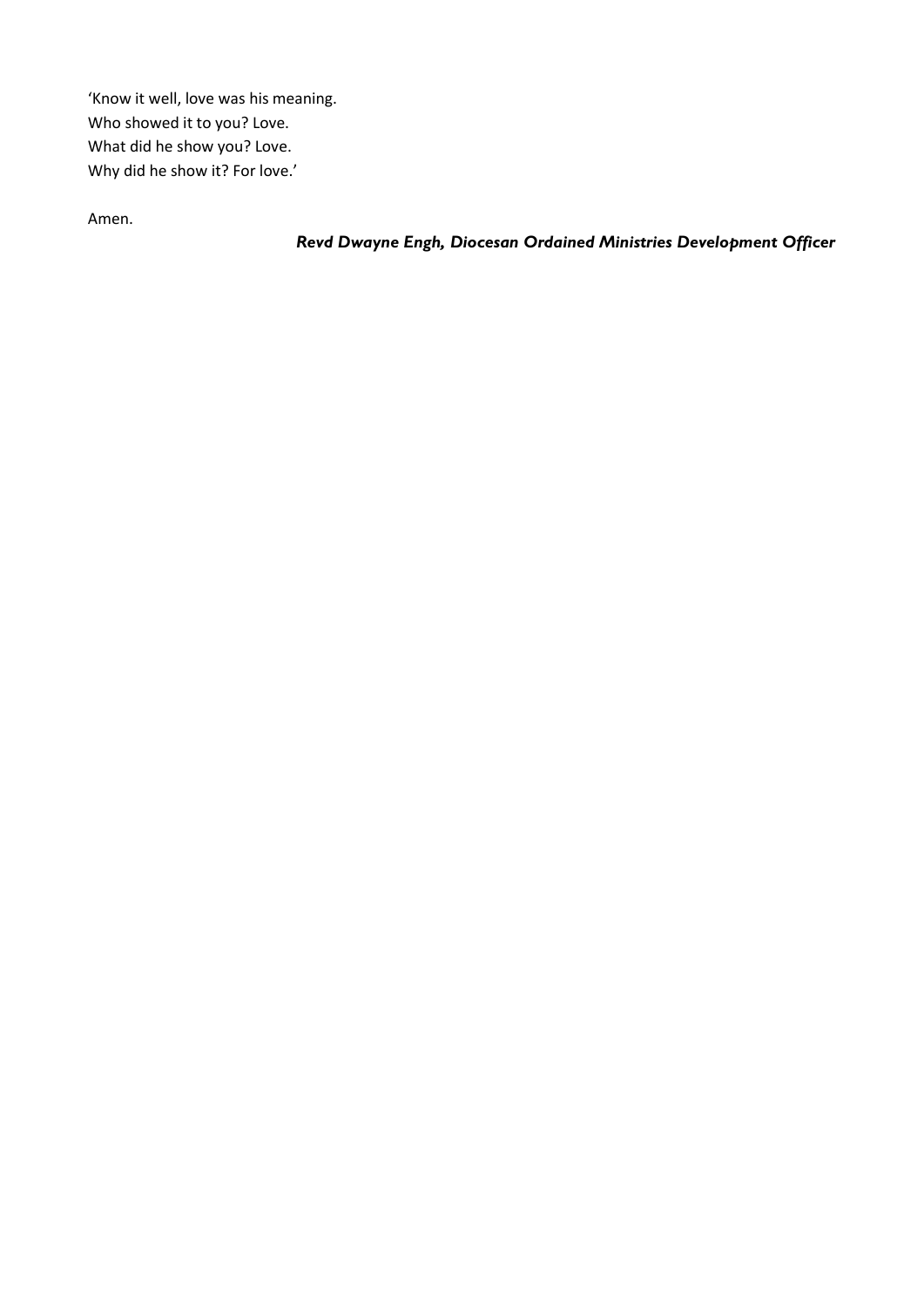'Know it well, love was his meaning.  
Who showed it to you? Love.  
What did he show you? Love.  
Why did he show it? For love.'

Amen.

***Revd Dwayne Engh, Diocesan Ordained Ministries Development Officer***